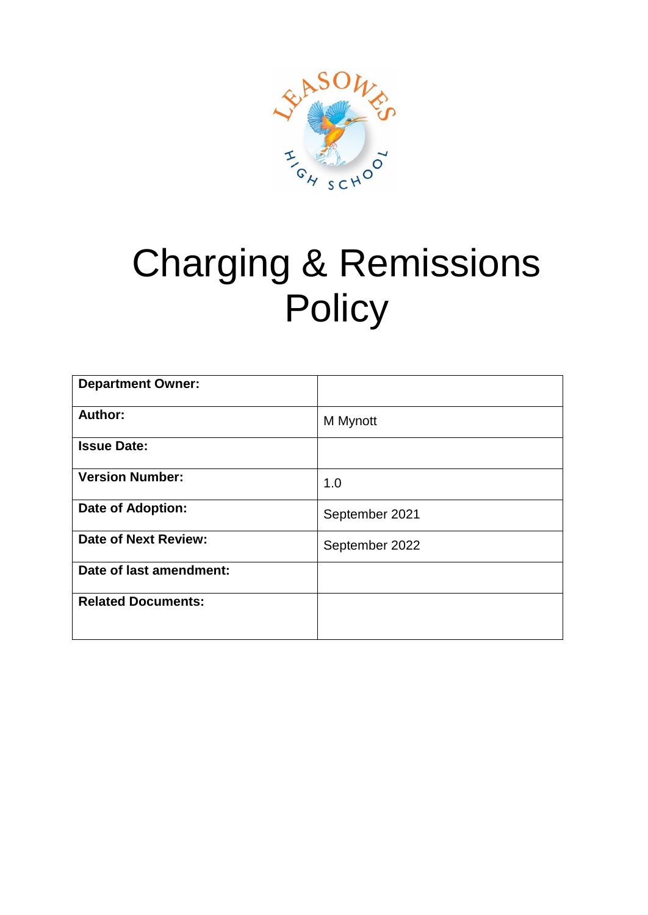# Charging & Remissions Policy

| Department Owner: | |
|---|---|
| Author: | M Mynott |
| Issue Date: | |
| Version Number: | 1.0 |
| Date of Adoption: | September 2021 |
| Date of Next Review: | September 2022 |
| Date of last amendment: | |
| Related Documents: | |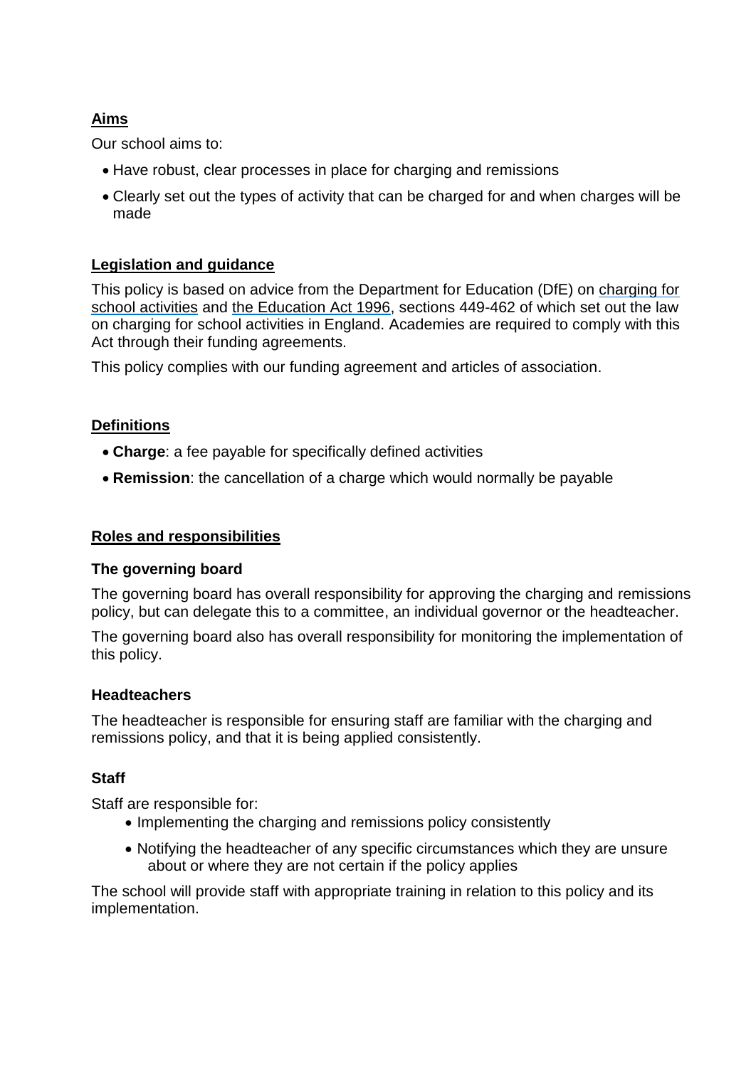## Aims

Our school aims to:

- Have robust, clear processes in place for charging and remissions
- Clearly set out the types of activity that can be charged for and when charges will be made

## Legislation and guidance

This policy is based on advice from the Department for Education (DfE) on charging for school activities and the Education Act 1996, sections 449-462 of which set out the law on charging for school activities in England. Academies are required to comply with this Act through their funding agreements.

This policy complies with our funding agreement and articles of association.

## Definitions

- **Charge**: a fee payable for specifically defined activities
- **Remission**: the cancellation of a charge which would normally be payable

## Roles and responsibilities

### The governing board

The governing board has overall responsibility for approving the charging and remissions policy, but can delegate this to a committee, an individual governor or the headteacher.

The governing board also has overall responsibility for monitoring the implementation of this policy.

### Headteachers

The headteacher is responsible for ensuring staff are familiar with the charging and remissions policy, and that it is being applied consistently.

### Staff

Staff are responsible for:

- Implementing the charging and remissions policy consistently
- Notifying the headteacher of any specific circumstances which they are unsure about or where they are not certain if the policy applies

The school will provide staff with appropriate training in relation to this policy and its implementation.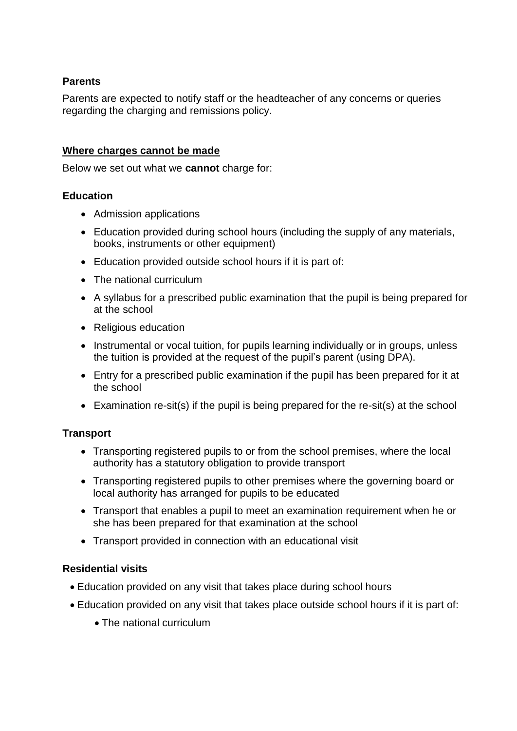### Parents

Parents are expected to notify staff or the headteacher of any concerns or queries regarding the charging and remissions policy.

## Where charges cannot be made

Below we set out what we **cannot** charge for:

### Education

- Admission applications
- Education provided during school hours (including the supply of any materials, books, instruments or other equipment)
- Education provided outside school hours if it is part of:
- The national curriculum
- A syllabus for a prescribed public examination that the pupil is being prepared for at the school
- Religious education
- Instrumental or vocal tuition, for pupils learning individually or in groups, unless the tuition is provided at the request of the pupil's parent (using DPA).
- Entry for a prescribed public examination if the pupil has been prepared for it at the school
- Examination re-sit(s) if the pupil is being prepared for the re-sit(s) at the school

### Transport

- Transporting registered pupils to or from the school premises, where the local authority has a statutory obligation to provide transport
- Transporting registered pupils to other premises where the governing board or local authority has arranged for pupils to be educated
- Transport that enables a pupil to meet an examination requirement when he or she has been prepared for that examination at the school
- Transport provided in connection with an educational visit

### Residential visits

- Education provided on any visit that takes place during school hours
- Education provided on any visit that takes place outside school hours if it is part of:
  - The national curriculum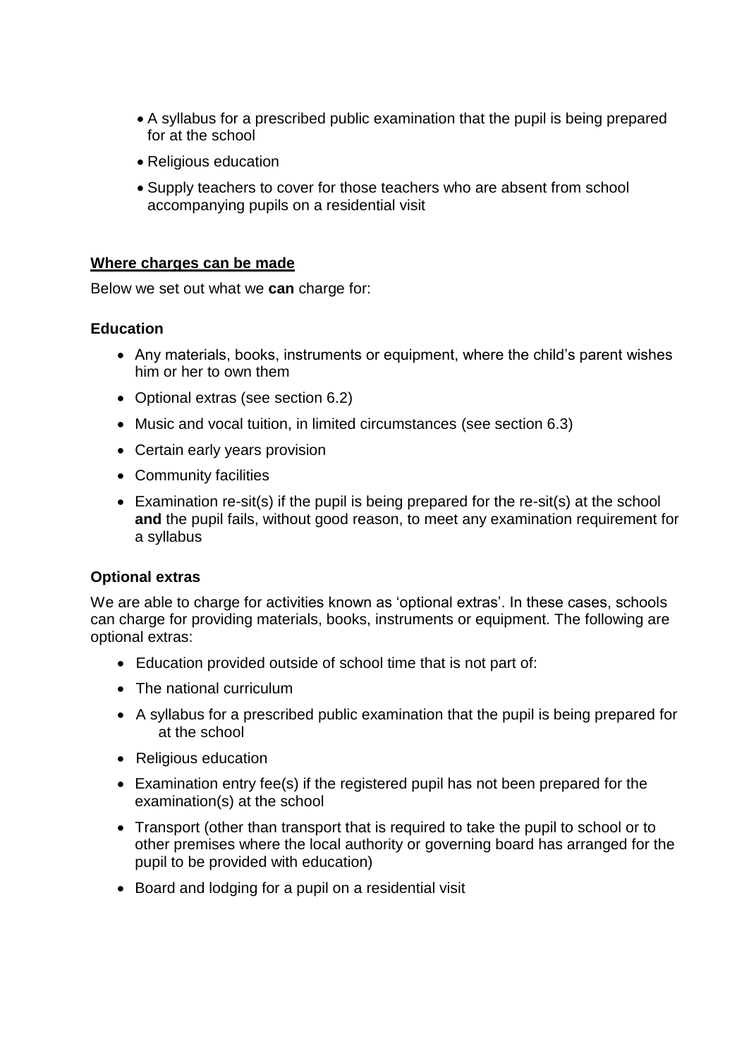- A syllabus for a prescribed public examination that the pupil is being prepared for at the school
- Religious education
- Supply teachers to cover for those teachers who are absent from school accompanying pupils on a residential visit

## Where charges can be made

Below we set out what we **can** charge for:

### Education

- Any materials, books, instruments or equipment, where the child's parent wishes him or her to own them
- Optional extras (see section 6.2)
- Music and vocal tuition, in limited circumstances (see section 6.3)
- Certain early years provision
- Community facilities
- Examination re-sit(s) if the pupil is being prepared for the re-sit(s) at the school **and** the pupil fails, without good reason, to meet any examination requirement for a syllabus

### Optional extras

We are able to charge for activities known as 'optional extras'. In these cases, schools can charge for providing materials, books, instruments or equipment. The following are optional extras:

- Education provided outside of school time that is not part of:
- The national curriculum
- A syllabus for a prescribed public examination that the pupil is being prepared for at the school
- Religious education
- Examination entry fee(s) if the registered pupil has not been prepared for the examination(s) at the school
- Transport (other than transport that is required to take the pupil to school or to other premises where the local authority or governing board has arranged for the pupil to be provided with education)
- Board and lodging for a pupil on a residential visit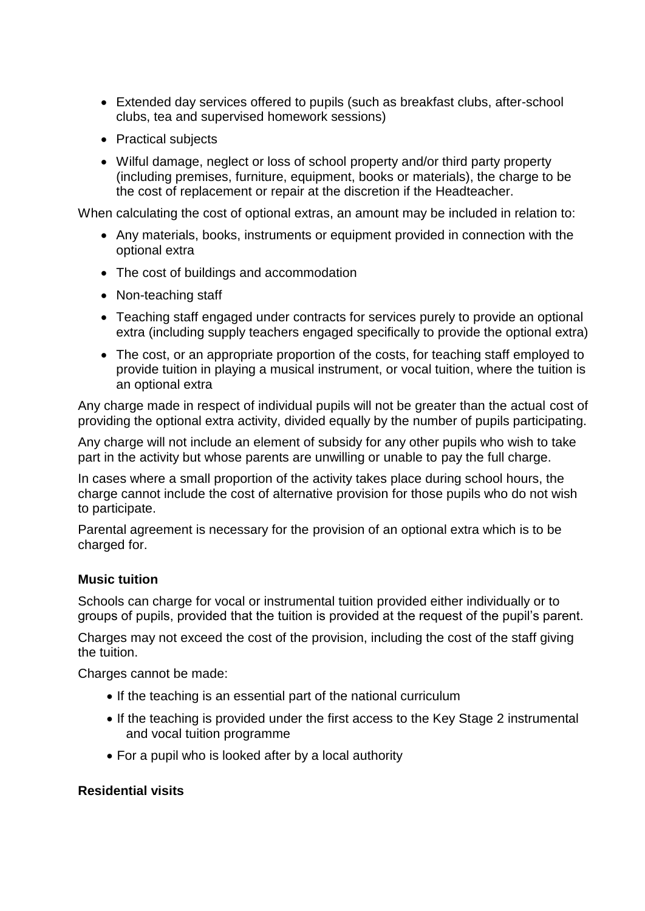- Extended day services offered to pupils (such as breakfast clubs, after-school clubs, tea and supervised homework sessions)
- Practical subjects
- Wilful damage, neglect or loss of school property and/or third party property (including premises, furniture, equipment, books or materials), the charge to be the cost of replacement or repair at the discretion if the Headteacher.

When calculating the cost of optional extras, an amount may be included in relation to:

- Any materials, books, instruments or equipment provided in connection with the optional extra
- The cost of buildings and accommodation
- Non-teaching staff
- Teaching staff engaged under contracts for services purely to provide an optional extra (including supply teachers engaged specifically to provide the optional extra)
- The cost, or an appropriate proportion of the costs, for teaching staff employed to provide tuition in playing a musical instrument, or vocal tuition, where the tuition is an optional extra

Any charge made in respect of individual pupils will not be greater than the actual cost of providing the optional extra activity, divided equally by the number of pupils participating.

Any charge will not include an element of subsidy for any other pupils who wish to take part in the activity but whose parents are unwilling or unable to pay the full charge.

In cases where a small proportion of the activity takes place during school hours, the charge cannot include the cost of alternative provision for those pupils who do not wish to participate.

Parental agreement is necessary for the provision of an optional extra which is to be charged for.

**Music tuition**

Schools can charge for vocal or instrumental tuition provided either individually or to groups of pupils, provided that the tuition is provided at the request of the pupil's parent.

Charges may not exceed the cost of the provision, including the cost of the staff giving the tuition.

Charges cannot be made:

- If the teaching is an essential part of the national curriculum
- If the teaching is provided under the first access to the Key Stage 2 instrumental and vocal tuition programme
- For a pupil who is looked after by a local authority

**Residential visits**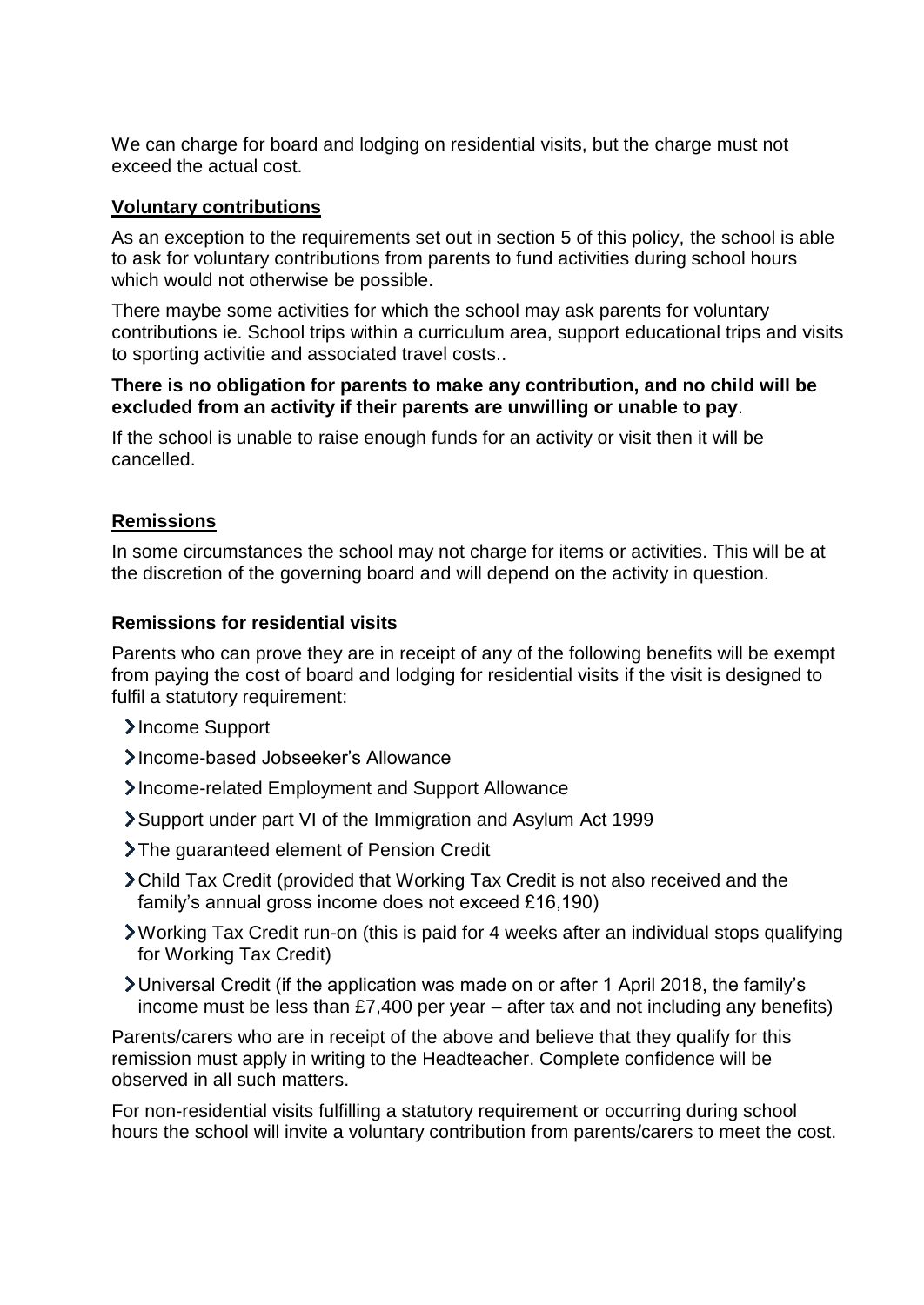We can charge for board and lodging on residential visits, but the charge must not exceed the actual cost.

## Voluntary contributions

As an exception to the requirements set out in section 5 of this policy, the school is able to ask for voluntary contributions from parents to fund activities during school hours which would not otherwise be possible.

There maybe some activities for which the school may ask parents for voluntary contributions ie. School trips within a curriculum area, support educational trips and visits to sporting activitie and associated travel costs..

**There is no obligation for parents to make any contribution, and no child will be excluded from an activity if their parents are unwilling or unable to pay**.

If the school is unable to raise enough funds for an activity or visit then it will be cancelled.

## Remissions

In some circumstances the school may not charge for items or activities. This will be at the discretion of the governing board and will depend on the activity in question.

### Remissions for residential visits

Parents who can prove they are in receipt of any of the following benefits will be exempt from paying the cost of board and lodging for residential visits if the visit is designed to fulfil a statutory requirement:

- Income Support
- Income-based Jobseeker's Allowance
- Income-related Employment and Support Allowance
- Support under part VI of the Immigration and Asylum Act 1999
- The guaranteed element of Pension Credit
- Child Tax Credit (provided that Working Tax Credit is not also received and the family's annual gross income does not exceed £16,190)
- Working Tax Credit run-on (this is paid for 4 weeks after an individual stops qualifying for Working Tax Credit)
- Universal Credit (if the application was made on or after 1 April 2018, the family's income must be less than £7,400 per year – after tax and not including any benefits)

Parents/carers who are in receipt of the above and believe that they qualify for this remission must apply in writing to the Headteacher. Complete confidence will be observed in all such matters.

For non-residential visits fulfilling a statutory requirement or occurring during school hours the school will invite a voluntary contribution from parents/carers to meet the cost.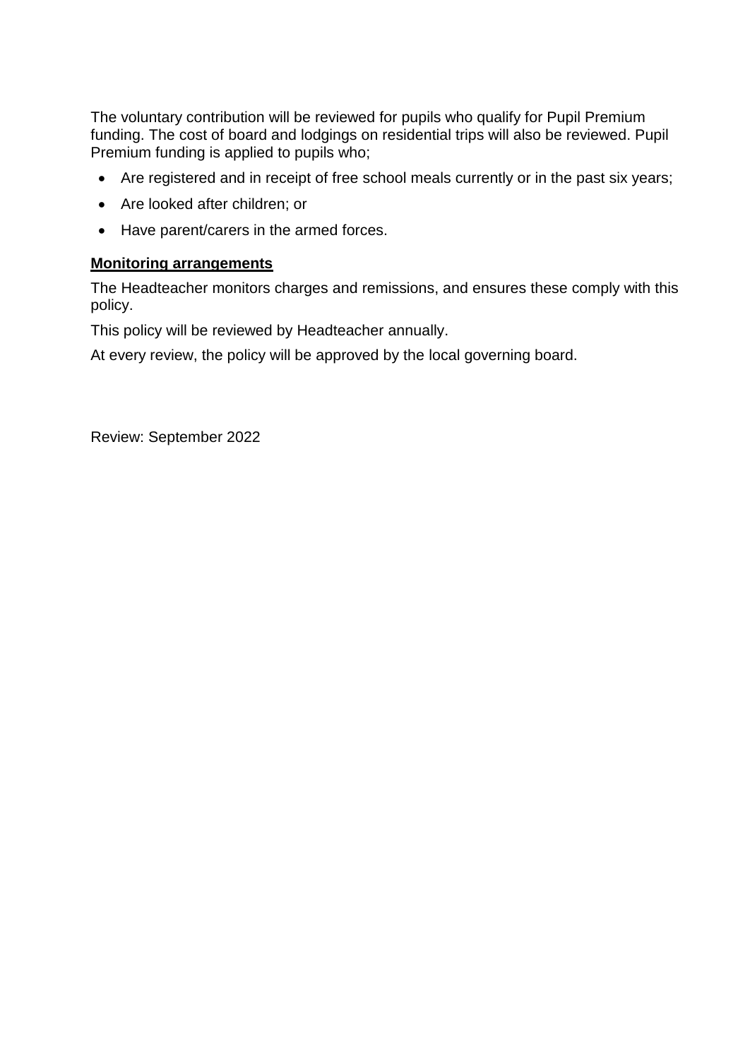The voluntary contribution will be reviewed for pupils who qualify for Pupil Premium funding. The cost of board and lodgings on residential trips will also be reviewed. Pupil Premium funding is applied to pupils who;

- Are registered and in receipt of free school meals currently or in the past six years;
- Are looked after children; or
- Have parent/carers in the armed forces.

**Monitoring arrangements**

The Headteacher monitors charges and remissions, and ensures these comply with this policy.

This policy will be reviewed by Headteacher annually.

At every review, the policy will be approved by the local governing board.

Review: September 2022